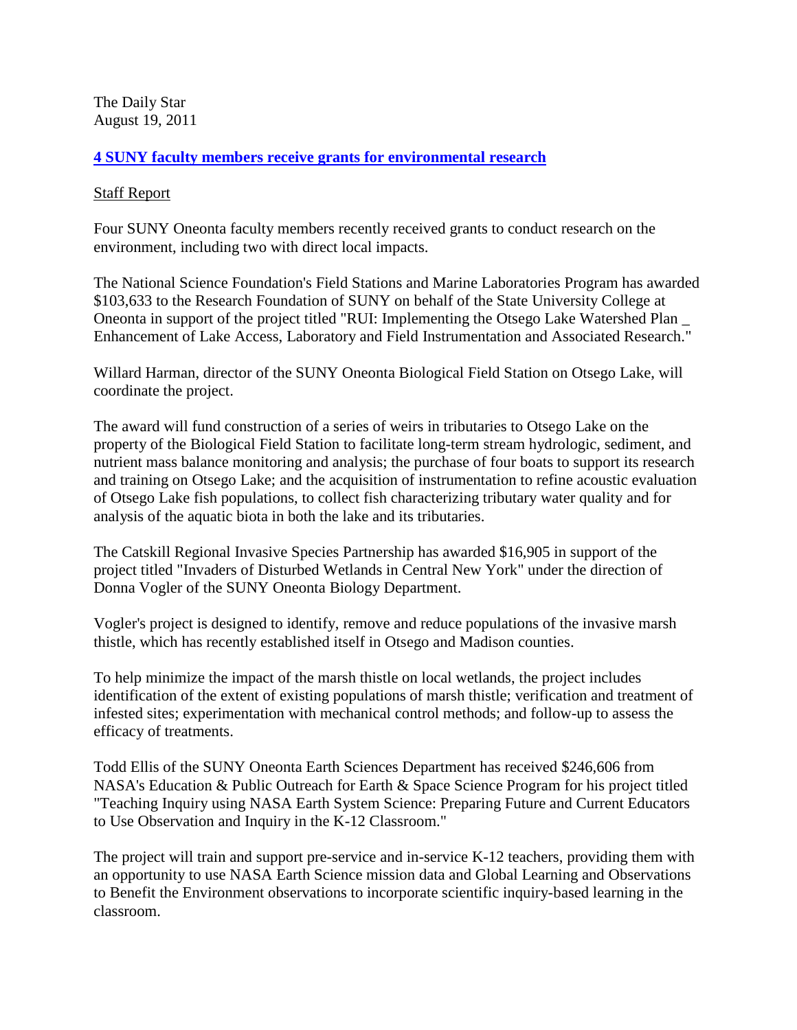The Daily Star
August 19, 2011

## **4 SUNY faculty members receive grants for environmental research**

Staff Report

Four SUNY Oneonta faculty members recently received grants to conduct research on the environment, including two with direct local impacts.

The National Science Foundation's Field Stations and Marine Laboratories Program has awarded $103,633 to the Research Foundation of SUNY on behalf of the State University College at Oneonta in support of the project titled "RUI: Implementing the Otsego Lake Watershed Plan _ Enhancement of Lake Access, Laboratory and Field Instrumentation and Associated Research."

Willard Harman, director of the SUNY Oneonta Biological Field Station on Otsego Lake, will coordinate the project.

The award will fund construction of a series of weirs in tributaries to Otsego Lake on the property of the Biological Field Station to facilitate long-term stream hydrologic, sediment, and nutrient mass balance monitoring and analysis; the purchase of four boats to support its research and training on Otsego Lake; and the acquisition of instrumentation to refine acoustic evaluation of Otsego Lake fish populations, to collect fish characterizing tributary water quality and for analysis of the aquatic biota in both the lake and its tributaries.

The Catskill Regional Invasive Species Partnership has awarded $16,905 in support of the project titled "Invaders of Disturbed Wetlands in Central New York" under the direction of Donna Vogler of the SUNY Oneonta Biology Department.

Vogler's project is designed to identify, remove and reduce populations of the invasive marsh thistle, which has recently established itself in Otsego and Madison counties.

To help minimize the impact of the marsh thistle on local wetlands, the project includes identification of the extent of existing populations of marsh thistle; verification and treatment of infested sites; experimentation with mechanical control methods; and follow-up to assess the efficacy of treatments.

Todd Ellis of the SUNY Oneonta Earth Sciences Department has received $246,606 from NASA's Education & Public Outreach for Earth & Space Science Program for his project titled "Teaching Inquiry using NASA Earth System Science: Preparing Future and Current Educators to Use Observation and Inquiry in the K-12 Classroom."

The project will train and support pre-service and in-service K-12 teachers, providing them with an opportunity to use NASA Earth Science mission data and Global Learning and Observations to Benefit the Environment observations to incorporate scientific inquiry-based learning in the classroom.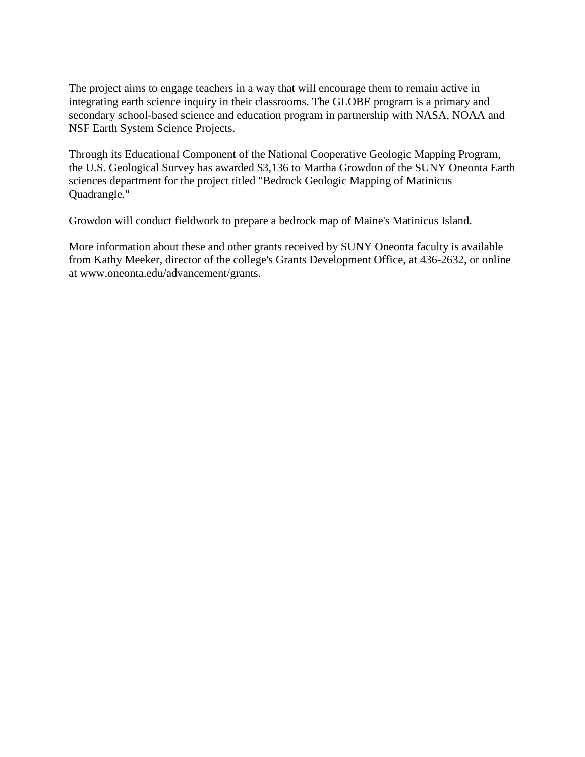The project aims to engage teachers in a way that will encourage them to remain active in integrating earth science inquiry in their classrooms. The GLOBE program is a primary and secondary school-based science and education program in partnership with NASA, NOAA and NSF Earth System Science Projects.

Through its Educational Component of the National Cooperative Geologic Mapping Program, the U.S. Geological Survey has awarded $3,136 to Martha Growdon of the SUNY Oneonta Earth sciences department for the project titled "Bedrock Geologic Mapping of Matinicus Quadrangle."

Growdon will conduct fieldwork to prepare a bedrock map of Maine's Matinicus Island.

More information about these and other grants received by SUNY Oneonta faculty is available from Kathy Meeker, director of the college's Grants Development Office, at 436-2632, or online at www.oneonta.edu/advancement/grants.